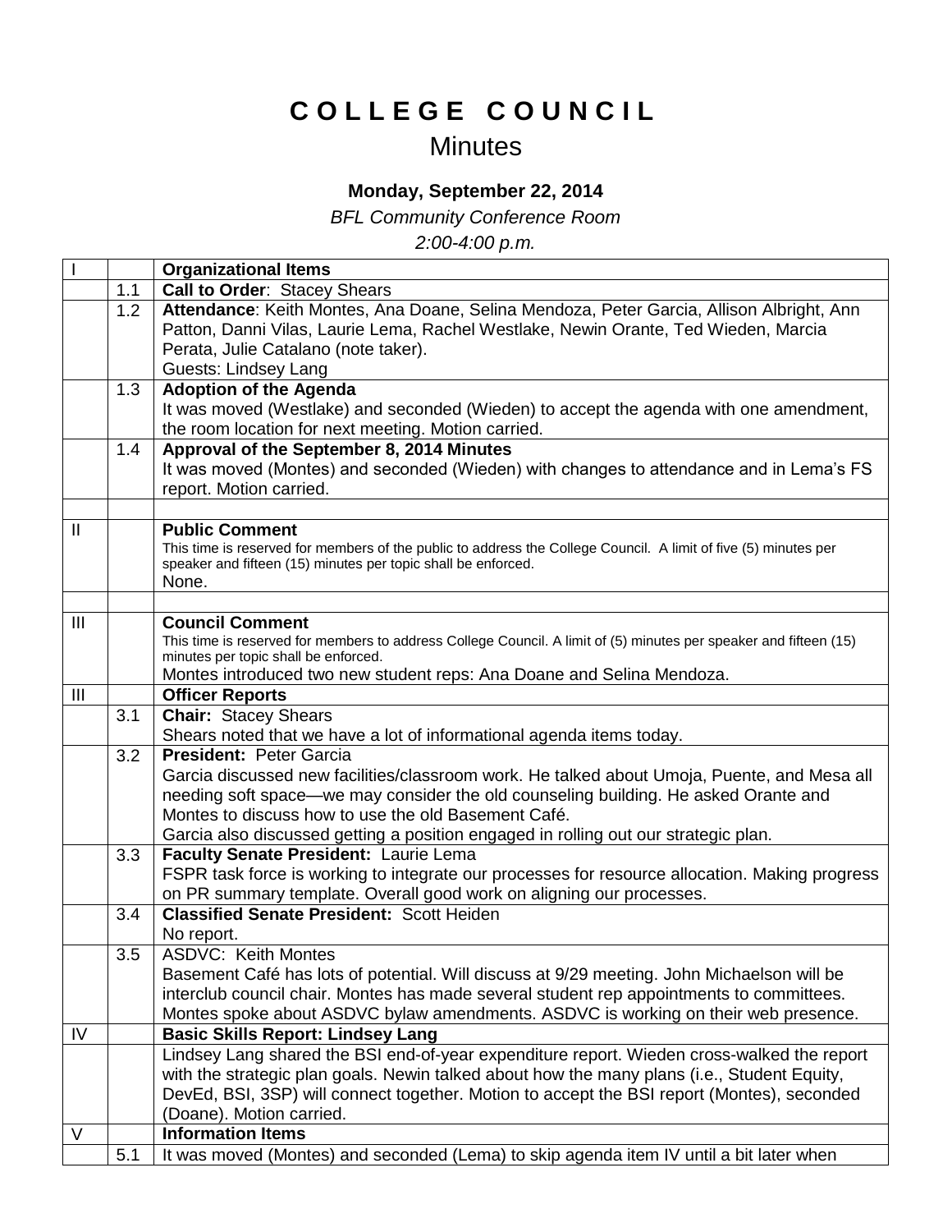# C O L L E G E   C O U N C I L

## Minutes

**Monday, September 22, 2014**

*BFL Community Conference Room*

*2:00-4:00 p.m.*

| | | |
|---|---|---|
| I | | **Organizational Items** |
| | 1.1 | **Call to Order**: Stacey Shears |
| | 1.2 | **Attendance**: Keith Montes, Ana Doane, Selina Mendoza, Peter Garcia, Allison Albright, Ann Patton, Danni Vilas, Laurie Lema, Rachel Westlake, Newin Orante, Ted Wieden, Marcia Perata, Julie Catalano (note taker).<br>Guests: Lindsey Lang |
| | 1.3 | **Adoption of the Agenda**<br>It was moved (Westlake) and seconded (Wieden) to accept the agenda with one amendment, the room location for next meeting. Motion carried. |
| | 1.4 | **Approval of the September 8, 2014 Minutes**<br>It was moved (Montes) and seconded (Wieden) with changes to attendance and in Lema's FS report. Motion carried. |
| | | |
| II | | **Public Comment**<br>This time is reserved for members of the public to address the College Council. A limit of five (5) minutes per speaker and fifteen (15) minutes per topic shall be enforced.<br>None. |
| | | |
| III | | **Council Comment**<br>This time is reserved for members to address College Council. A limit of (5) minutes per speaker and fifteen (15) minutes per topic shall be enforced.<br>Montes introduced two new student reps: Ana Doane and Selina Mendoza. |
| III | | **Officer Reports** |
| | 3.1 | **Chair:** Stacey Shears<br>Shears noted that we have a lot of informational agenda items today. |
| | 3.2 | **President:** Peter Garcia<br>Garcia discussed new facilities/classroom work. He talked about Umoja, Puente, and Mesa all needing soft space—we may consider the old counseling building. He asked Orante and Montes to discuss how to use the old Basement Café.<br>Garcia also discussed getting a position engaged in rolling out our strategic plan. |
| | 3.3 | **Faculty Senate President:** Laurie Lema<br>FSPR task force is working to integrate our processes for resource allocation. Making progress on PR summary template. Overall good work on aligning our processes. |
| | 3.4 | **Classified Senate President:** Scott Heiden<br>No report. |
| | 3.5 | ASDVC: Keith Montes<br>Basement Café has lots of potential. Will discuss at 9/29 meeting. John Michaelson will be interclub council chair. Montes has made several student rep appointments to committees. Montes spoke about ASDVC bylaw amendments. ASDVC is working on their web presence. |
| IV | | **Basic Skills Report: Lindsey Lang** |
| | | Lindsey Lang shared the BSI end-of-year expenditure report. Wieden cross-walked the report with the strategic plan goals. Newin talked about how the many plans (i.e., Student Equity, DevEd, BSI, 3SP) will connect together. Motion to accept the BSI report (Montes), seconded (Doane). Motion carried. |
| V | | **Information Items** |
| | 5.1 | It was moved (Montes) and seconded (Lema) to skip agenda item IV until a bit later when |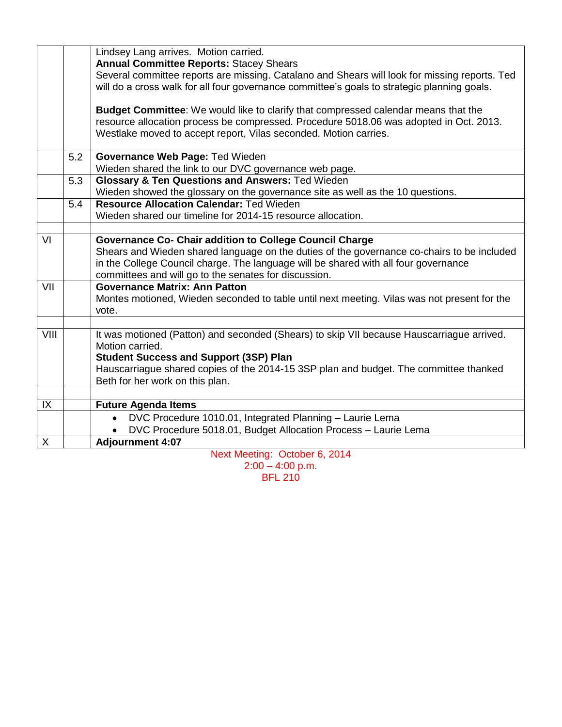| | | |
|---|---|---|
| | | Lindsey Lang arrives. Motion carried.<br>**Annual Committee Reports:** Stacey Shears<br>Several committee reports are missing. Catalano and Shears will look for missing reports. Ted will do a cross walk for all four governance committee's goals to strategic planning goals.<br><br>**Budget Committee**: We would like to clarify that compressed calendar means that the resource allocation process be compressed. Procedure 5018.06 was adopted in Oct. 2013. Westlake moved to accept report, Vilas seconded. Motion carries. |
| | 5.2 | **Governance Web Page:** Ted Wieden<br>Wieden shared the link to our DVC governance web page. |
| | 5.3 | **Glossary & Ten Questions and Answers:** Ted Wieden<br>Wieden showed the glossary on the governance site as well as the 10 questions. |
| | 5.4 | **Resource Allocation Calendar:** Ted Wieden<br>Wieden shared our timeline for 2014-15 resource allocation. |
| | | |
| VI | | **Governance Co- Chair addition to College Council Charge**<br>Shears and Wieden shared language on the duties of the governance co-chairs to be included in the College Council charge. The language will be shared with all four governance committees and will go to the senates for discussion. |
| VII | | **Governance Matrix: Ann Patton**<br>Montes motioned, Wieden seconded to table until next meeting. Vilas was not present for the vote. |
| | | |
| VIII | | It was motioned (Patton) and seconded (Shears) to skip VII because Hauscarriague arrived. Motion carried.<br>**Student Success and Support (3SP) Plan**<br>Hauscarriague shared copies of the 2014-15 3SP plan and budget. The committee thanked Beth for her work on this plan. |
| | | |
| IX | | **Future Agenda Items** |
| | | • DVC Procedure 1010.01, Integrated Planning – Laurie Lema<br>• DVC Procedure 5018.01, Budget Allocation Process – Laurie Lema |
| X | | **Adjournment 4:07** |

Next Meeting: October 6, 2014
2:00 – 4:00 p.m.
BFL 210